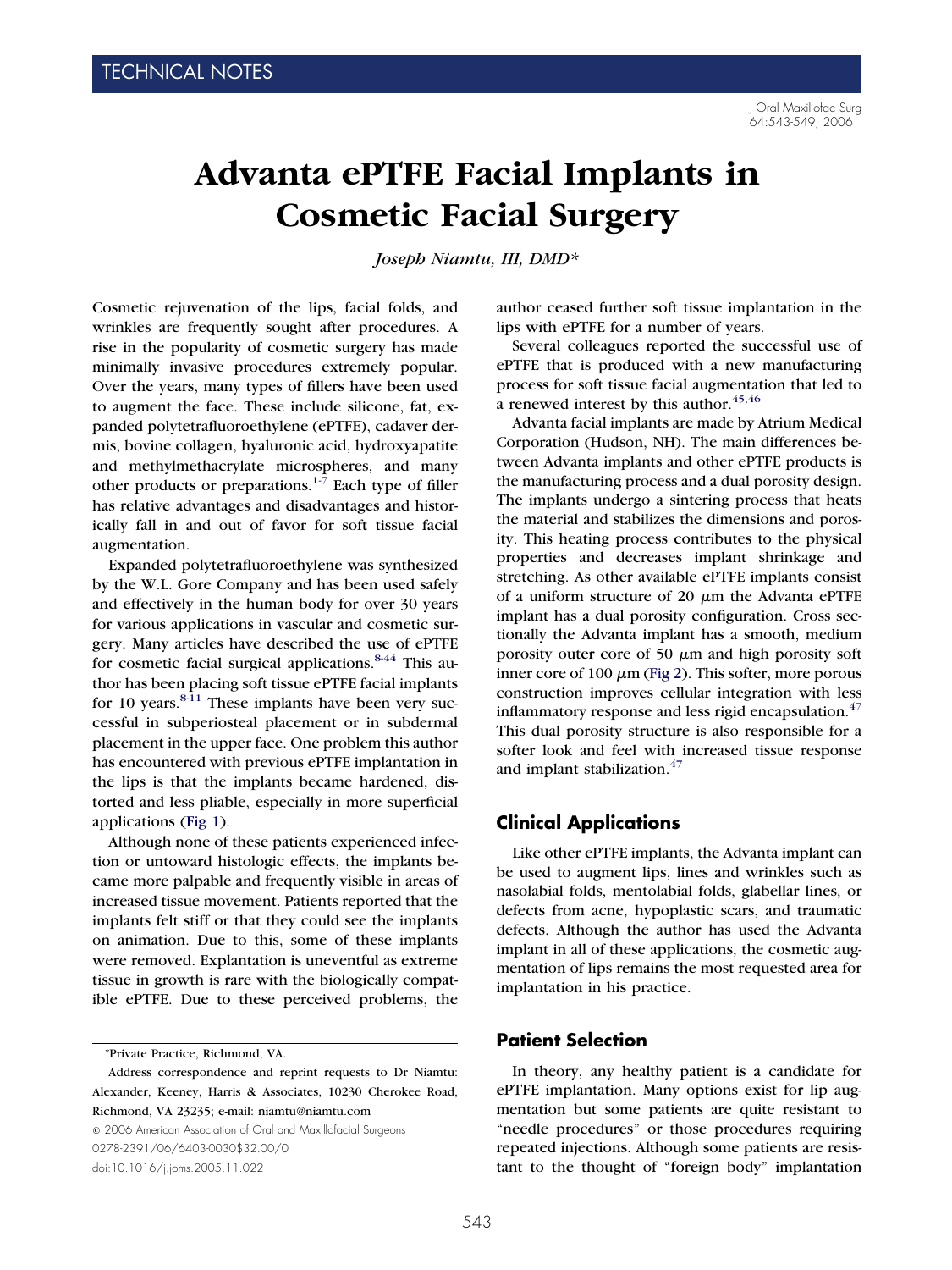TECHNICAL NOTES

# Advanta ePTFE Facial Implants in Cosmetic Facial Surgery

*Joseph Niamtu, III, DMD\**

Cosmetic rejuvenation of the lips, facial folds, and wrinkles are frequently sought after procedures. A rise in the popularity of cosmetic surgery has made minimally invasive procedures extremely popular. Over the years, many types of fillers have been used to augment the face. These include silicone, fat, expanded polytetrafluoroethylene (ePTFE), cadaver dermis, bovine collagen, hyaluronic acid, hydroxyapatite and methylmethacrylate microspheres, and many other products or preparations.[1-7] Each type of filler has relative advantages and disadvantages and historically fall in and out of favor for soft tissue facial augmentation.

Expanded polytetrafluoroethylene was synthesized by the W.L. Gore Company and has been used safely and effectively in the human body for over 30 years for various applications in vascular and cosmetic surgery. Many articles have described the use of ePTFE for cosmetic facial surgical applications.[8-44] This author has been placing soft tissue ePTFE facial implants for 10 years.[8-11] These implants have been very successful in subperiosteal placement or in subdermal placement in the upper face. One problem this author has encountered with previous ePTFE implantation in the lips is that the implants became hardened, distorted and less pliable, especially in more superficial applications (Fig 1).

Although none of these patients experienced infection or untoward histologic effects, the implants became more palpable and frequently visible in areas of increased tissue movement. Patients reported that the implants felt stiff or that they could see the implants on animation. Due to this, some of these implants were removed. Explantation is uneventful as extreme tissue in growth is rare with the biologically compatible ePTFE. Due to these perceived problems, the author ceased further soft tissue implantation in the lips with ePTFE for a number of years.

Several colleagues reported the successful use of ePTFE that is produced with a new manufacturing process for soft tissue facial augmentation that led to a renewed interest by this author.[45,46]

Advanta facial implants are made by Atrium Medical Corporation (Hudson, NH). The main differences between Advanta implants and other ePTFE products is the manufacturing process and a dual porosity design. The implants undergo a sintering process that heats the material and stabilizes the dimensions and porosity. This heating process contributes to the physical properties and decreases implant shrinkage and stretching. As other available ePTFE implants consist of a uniform structure of 20 $\mu$m the Advanta ePTFE implant has a dual porosity configuration. Cross sectionally the Advanta implant has a smooth, medium porosity outer core of 50 $\mu$m and high porosity soft inner core of 100 $\mu$m (Fig 2). This softer, more porous construction improves cellular integration with less inflammatory response and less rigid encapsulation.[47] This dual porosity structure is also responsible for a softer look and feel with increased tissue response and implant stabilization.[47]

## Clinical Applications

Like other ePTFE implants, the Advanta implant can be used to augment lips, lines and wrinkles such as nasolabial folds, mentolabial folds, glabellar lines, or defects from acne, hypoplastic scars, and traumatic defects. Although the author has used the Advanta implant in all of these applications, the cosmetic augmentation of lips remains the most requested area for implantation in his practice.

## Patient Selection

In theory, any healthy patient is a candidate for ePTFE implantation. Many options exist for lip augmentation but some patients are quite resistant to "needle procedures" or those procedures requiring repeated injections. Although some patients are resistant to the thought of "foreign body" implantation

\*Private Practice, Richmond, VA.

Address correspondence and reprint requests to Dr Niamtu: Alexander, Keeney, Harris & Associates, 10230 Cherokee Road, Richmond, VA 23235; e-mail: niamtu@niamtu.com

© 2006 American Association of Oral and Maxillofacial Surgeons

0278-2391/06/6403-0030$32.00/0

doi:10.1016/j.joms.2005.11.022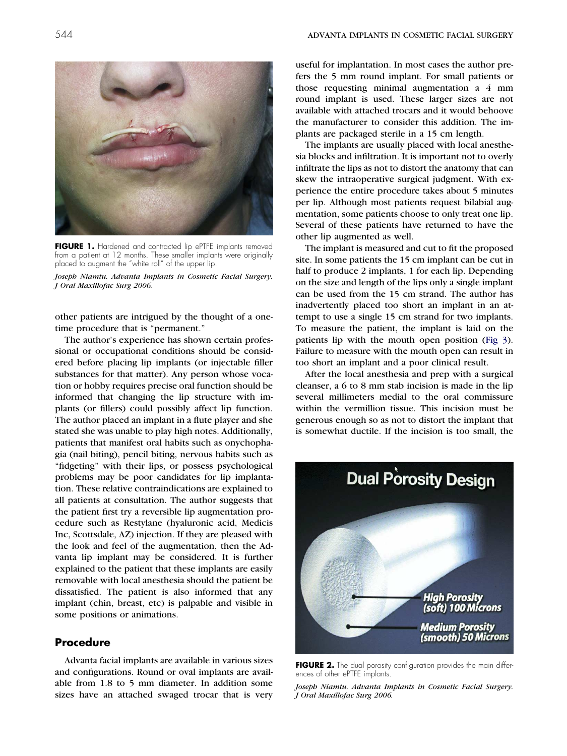**FIGURE 1.** Hardened and contracted lip ePTFE implants removed from a patient at 12 months. These smaller implants were originally placed to augment the "white roll" of the upper lip.

*Joseph Niamtu. Advanta Implants in Cosmetic Facial Surgery. J Oral Maxillofac Surg 2006.*

other patients are intrigued by the thought of a one-time procedure that is "permanent."

The author's experience has shown certain professional or occupational conditions should be considered before placing lip implants (or injectable filler substances for that matter). Any person whose vocation or hobby requires precise oral function should be informed that changing the lip structure with implants (or fillers) could possibly affect lip function. The author placed an implant in a flute player and she stated she was unable to play high notes. Additionally, patients that manifest oral habits such as onychophagia (nail biting), pencil biting, nervous habits such as "fidgeting" with their lips, or possess psychological problems may be poor candidates for lip implantation. These relative contraindications are explained to all patients at consultation. The author suggests that the patient first try a reversible lip augmentation procedure such as Restylane (hyaluronic acid, Medicis Inc, Scottsdale, AZ) injection. If they are pleased with the look and feel of the augmentation, then the Advanta lip implant may be considered. It is further explained to the patient that these implants are easily removable with local anesthesia should the patient be dissatisfied. The patient is also informed that any implant (chin, breast, etc) is palpable and visible in some positions or animations.

## Procedure

Advanta facial implants are available in various sizes and configurations. Round or oval implants are available from 1.8 to 5 mm diameter. In addition some sizes have an attached swaged trocar that is very useful for implantation. In most cases the author prefers the 5 mm round implant. For small patients or those requesting minimal augmentation a 4 mm round implant is used. These larger sizes are not available with attached trocars and it would behoove the manufacturer to consider this addition. The implants are packaged sterile in a 15 cm length.

The implants are usually placed with local anesthesia blocks and infiltration. It is important not to overly infiltrate the lips as not to distort the anatomy that can skew the intraoperative surgical judgment. With experience the entire procedure takes about 5 minutes per lip. Although most patients request bilabial augmentation, some patients choose to only treat one lip. Several of these patients have returned to have the other lip augmented as well.

The implant is measured and cut to fit the proposed site. In some patients the 15 cm implant can be cut in half to produce 2 implants, 1 for each lip. Depending on the size and length of the lips only a single implant can be used from the 15 cm strand. The author has inadvertently placed too short an implant in an attempt to use a single 15 cm strand for two implants. To measure the patient, the implant is laid on the patients lip with the mouth open position (Fig 3). Failure to measure with the mouth open can result in too short an implant and a poor clinical result.

After the local anesthesia and prep with a surgical cleanser, a 6 to 8 mm stab incision is made in the lip several millimeters medial to the oral commissure within the vermillion tissue. This incision must be generous enough so as not to distort the implant that is somewhat ductile. If the incision is too small, the

**FIGURE 2.** The dual porosity configuration provides the main differences of other ePTFE implants.

*Joseph Niamtu. Advanta Implants in Cosmetic Facial Surgery. J Oral Maxillofac Surg 2006.*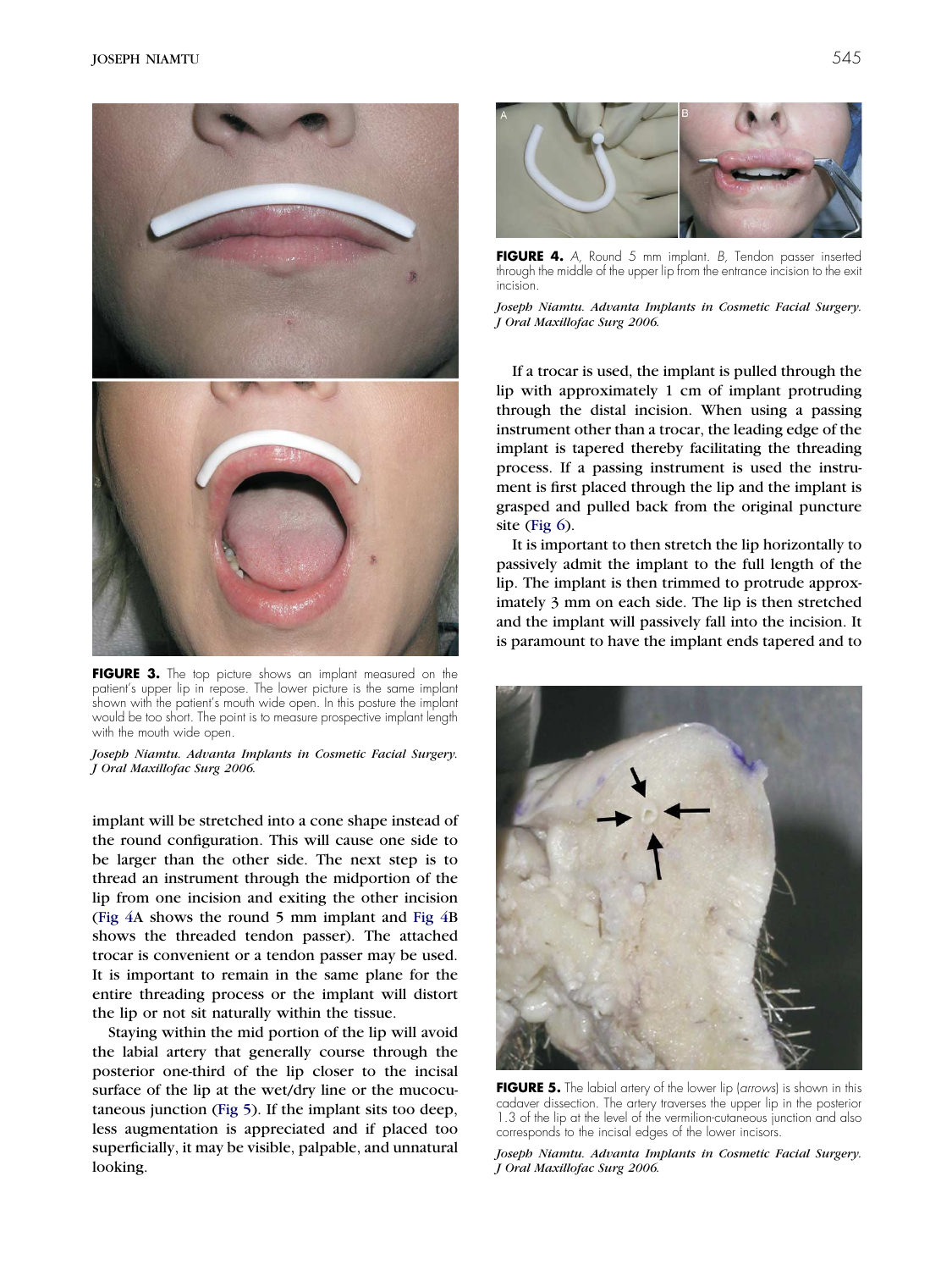**FIGURE 3.** The top picture shows an implant measured on the patient's upper lip in repose. The lower picture is the same implant shown with the patient's mouth wide open. In this posture the implant would be too short. The point is to measure prospective implant length with the mouth wide open.

*Joseph Niamtu. Advanta Implants in Cosmetic Facial Surgery. J Oral Maxillofac Surg 2006.*

implant will be stretched into a cone shape instead of the round configuration. This will cause one side to be larger than the other side. The next step is to thread an instrument through the midportion of the lip from one incision and exiting the other incision (Fig 4A shows the round 5 mm implant and Fig 4B shows the threaded tendon passer). The attached trocar is convenient or a tendon passer may be used. It is important to remain in the same plane for the entire threading process or the implant will distort the lip or not sit naturally within the tissue.

Staying within the mid portion of the lip will avoid the labial artery that generally course through the posterior one-third of the lip closer to the incisal surface of the lip at the wet/dry line or the mucocutaneous junction (Fig 5). If the implant sits too deep, less augmentation is appreciated and if placed too superficially, it may be visible, palpable, and unnatural looking.

**FIGURE 4.** *A,* Round 5 mm implant. *B,* Tendon passer inserted through the middle of the upper lip from the entrance incision to the exit incision.

*Joseph Niamtu. Advanta Implants in Cosmetic Facial Surgery. J Oral Maxillofac Surg 2006.*

If a trocar is used, the implant is pulled through the lip with approximately 1 cm of implant protruding through the distal incision. When using a passing instrument other than a trocar, the leading edge of the implant is tapered thereby facilitating the threading process. If a passing instrument is used the instrument is first placed through the lip and the implant is grasped and pulled back from the original puncture site (Fig 6).

It is important to then stretch the lip horizontally to passively admit the implant to the full length of the lip. The implant is then trimmed to protrude approximately 3 mm on each side. The lip is then stretched and the implant will passively fall into the incision. It is paramount to have the implant ends tapered and to

**FIGURE 5.** The labial artery of the lower lip (*arrows*) is shown in this cadaver dissection. The artery traverses the upper lip in the posterior 1.3 of the lip at the level of the vermilion-cutaneous junction and also corresponds to the incisal edges of the lower incisors.

*Joseph Niamtu. Advanta Implants in Cosmetic Facial Surgery. J Oral Maxillofac Surg 2006.*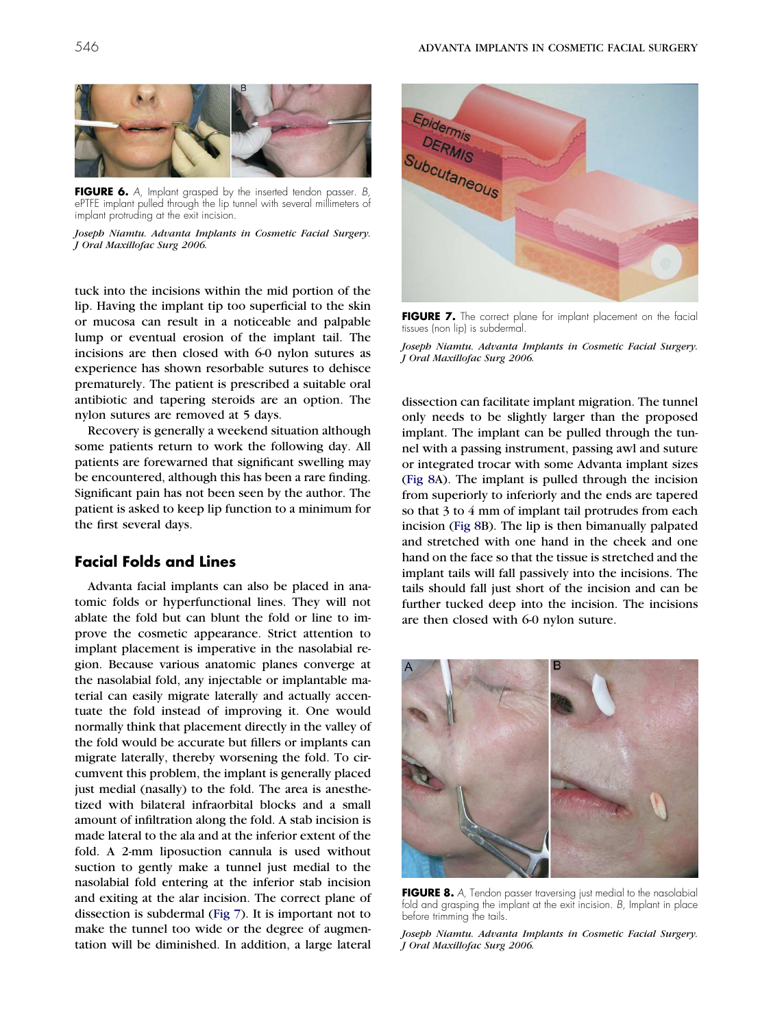**FIGURE 6.** *A,* Implant grasped by the inserted tendon passer. *B,* ePTFE implant pulled through the lip tunnel with several millimeters of implant protruding at the exit incision.

*Joseph Niamtu. Advanta Implants in Cosmetic Facial Surgery. J Oral Maxillofac Surg 2006.*

tuck into the incisions within the mid portion of the lip. Having the implant tip too superficial to the skin or mucosa can result in a noticeable and palpable lump or eventual erosion of the implant tail. The incisions are then closed with 6-0 nylon sutures as experience has shown resorbable sutures to dehisce prematurely. The patient is prescribed a suitable oral antibiotic and tapering steroids are an option. The nylon sutures are removed at 5 days.

Recovery is generally a weekend situation although some patients return to work the following day. All patients are forewarned that significant swelling may be encountered, although this has been a rare finding. Significant pain has not been seen by the author. The patient is asked to keep lip function to a minimum for the first several days.

## Facial Folds and Lines

Advanta facial implants can also be placed in anatomic folds or hyperfunctional lines. They will not ablate the fold but can blunt the fold or line to improve the cosmetic appearance. Strict attention to implant placement is imperative in the nasolabial region. Because various anatomic planes converge at the nasolabial fold, any injectable or implantable material can easily migrate laterally and actually accentuate the fold instead of improving it. One would normally think that placement directly in the valley of the fold would be accurate but fillers or implants can migrate laterally, thereby worsening the fold. To circumvent this problem, the implant is generally placed just medial (nasally) to the fold. The area is anesthetized with bilateral infraorbital blocks and a small amount of infiltration along the fold. A stab incision is made lateral to the ala and at the inferior extent of the fold. A 2-mm liposuction cannula is used without suction to gently make a tunnel just medial to the nasolabial fold entering at the inferior stab incision and exiting at the alar incision. The correct plane of dissection is subdermal (Fig 7). It is important not to make the tunnel too wide or the degree of augmentation will be diminished. In addition, a large lateral dissection can facilitate implant migration. The tunnel only needs to be slightly larger than the proposed implant. The implant can be pulled through the tunnel with a passing instrument, passing awl and suture or integrated trocar with some Advanta implant sizes (Fig 8A). The implant is pulled through the incision from superiorly to inferiorly and the ends are tapered so that 3 to 4 mm of implant tail protrudes from each incision (Fig 8B). The lip is then bimanually palpated and stretched with one hand in the cheek and one hand on the face so that the tissue is stretched and the implant tails will fall passively into the incisions. The tails should fall just short of the incision and can be further tucked deep into the incision. The incisions are then closed with 6-0 nylon suture.

**FIGURE 7.** The correct plane for implant placement on the facial tissues (non lip) is subdermal.

*Joseph Niamtu. Advanta Implants in Cosmetic Facial Surgery. J Oral Maxillofac Surg 2006.*

**FIGURE 8.** *A,* Tendon passer traversing just medial to the nasolabial fold and grasping the implant at the exit incision. *B,* Implant in place before trimming the tails.

*Joseph Niamtu. Advanta Implants in Cosmetic Facial Surgery. J Oral Maxillofac Surg 2006.*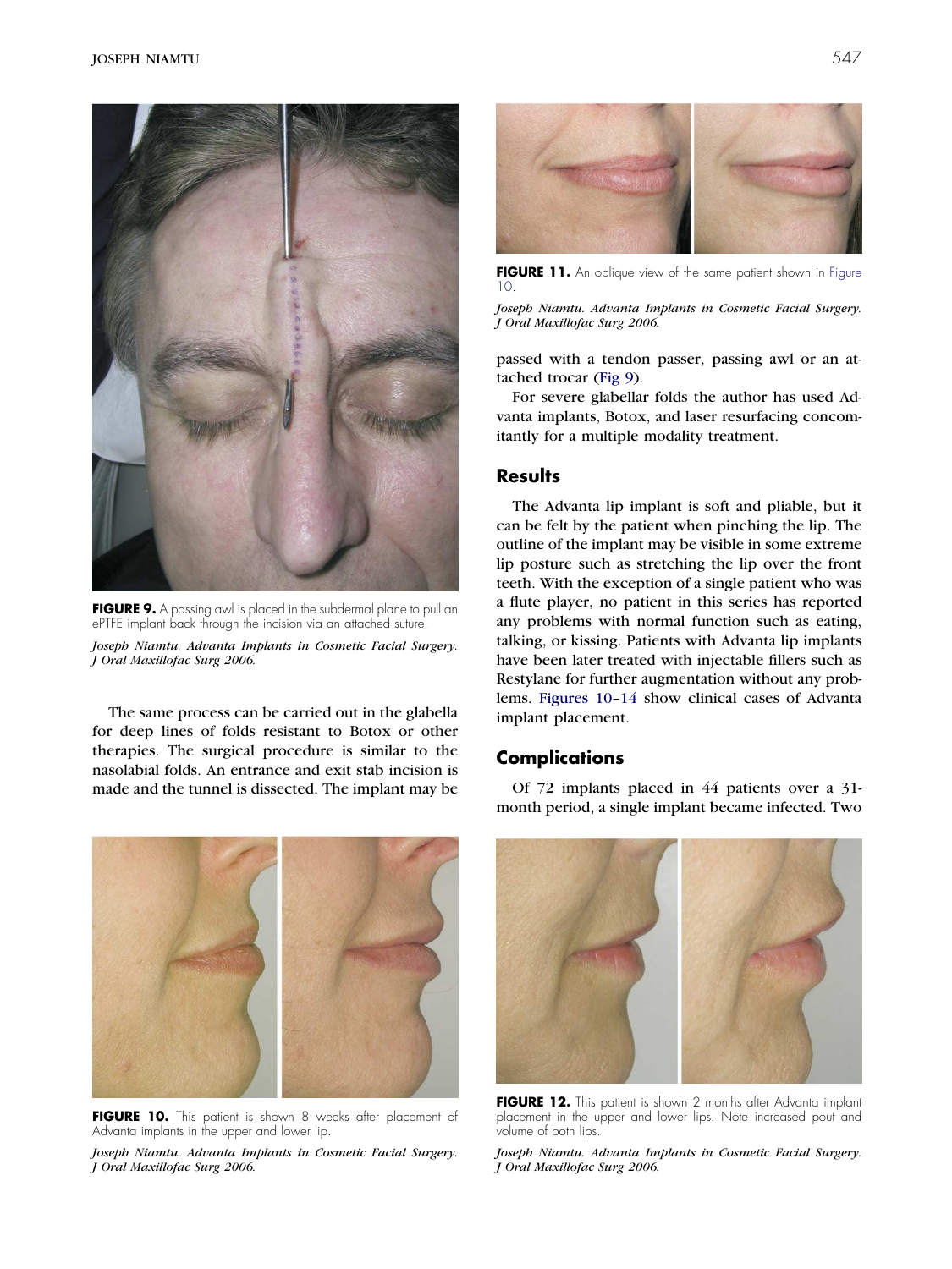**FIGURE 9.** A passing awl is placed in the subdermal plane to pull an ePTFE implant back through the incision via an attached suture.

*Joseph Niamtu. Advanta Implants in Cosmetic Facial Surgery. J Oral Maxillofac Surg 2006.*

The same process can be carried out in the glabella for deep lines of folds resistant to Botox or other therapies. The surgical procedure is similar to the nasolabial folds. An entrance and exit stab incision is made and the tunnel is dissected. The implant may be passed with a tendon passer, passing awl or an attached trocar (Fig 9).

For severe glabellar folds the author has used Advanta implants, Botox, and laser resurfacing concomitantly for a multiple modality treatment.

**FIGURE 11.** An oblique view of the same patient shown in Figure 10.

*Joseph Niamtu. Advanta Implants in Cosmetic Facial Surgery. J Oral Maxillofac Surg 2006.*

## Results

The Advanta lip implant is soft and pliable, but it can be felt by the patient when pinching the lip. The outline of the implant may be visible in some extreme lip posture such as stretching the lip over the front teeth. With the exception of a single patient who was a flute player, no patient in this series has reported any problems with normal function such as eating, talking, or kissing. Patients with Advanta lip implants have been later treated with injectable fillers such as Restylane for further augmentation without any problems. Figures 10–14 show clinical cases of Advanta implant placement.

## Complications

Of 72 implants placed in 44 patients over a 31-month period, a single implant became infected. Two

**FIGURE 10.** This patient is shown 8 weeks after placement of Advanta implants in the upper and lower lip.

*Joseph Niamtu. Advanta Implants in Cosmetic Facial Surgery. J Oral Maxillofac Surg 2006.*

**FIGURE 12.** This patient is shown 2 months after Advanta implant placement in the upper and lower lips. Note increased pout and volume of both lips.

*Joseph Niamtu. Advanta Implants in Cosmetic Facial Surgery. J Oral Maxillofac Surg 2006.*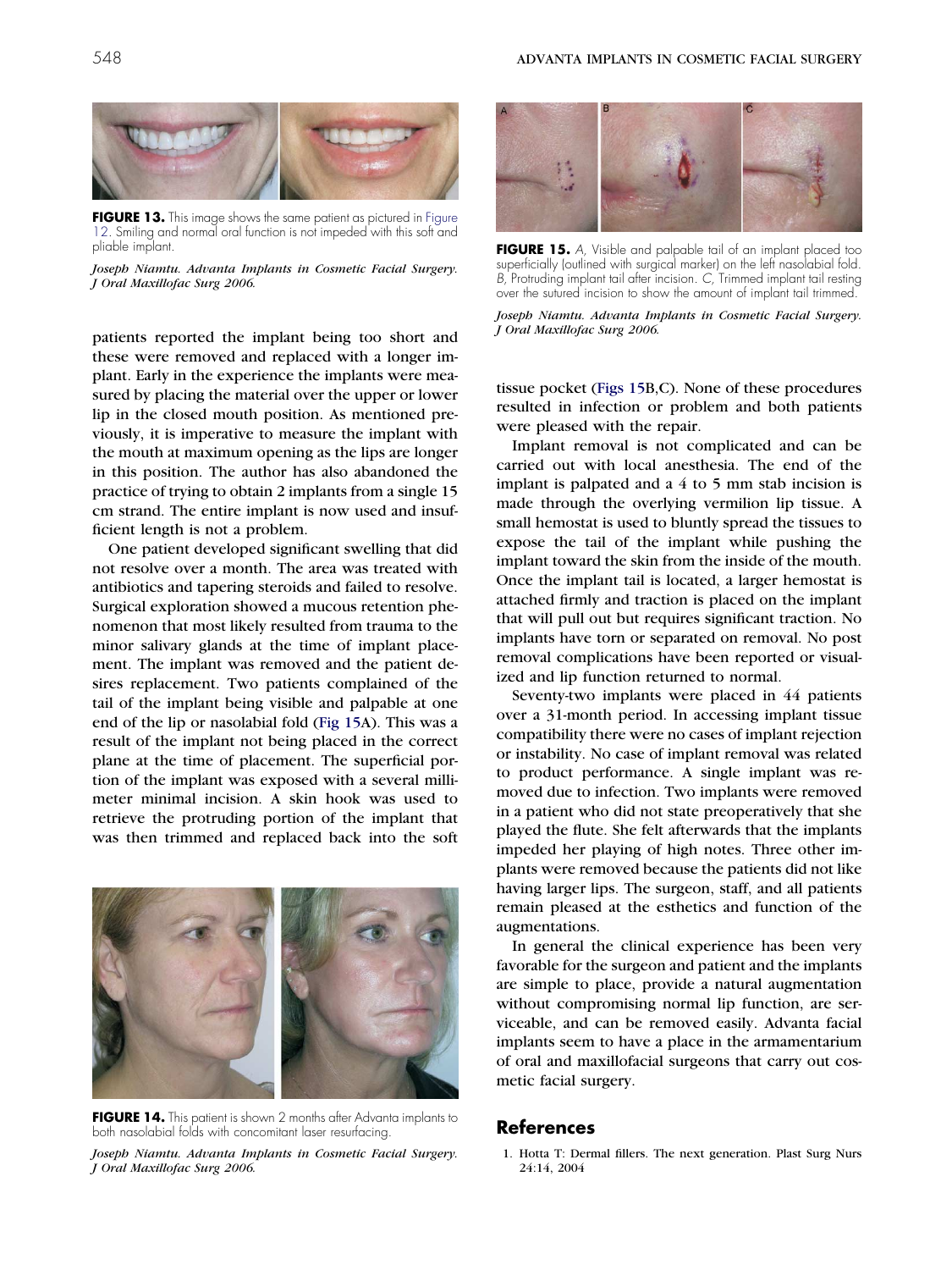**FIGURE 13.** This image shows the same patient as pictured in Figure 12. Smiling and normal oral function is not impeded with this soft and pliable implant.

*Joseph Niamtu. Advanta Implants in Cosmetic Facial Surgery. J Oral Maxillofac Surg 2006.*

**FIGURE 15.** *A*, Visible and palpable tail of an implant placed too superficially (outlined with surgical marker) on the left nasolabial fold. *B*, Protruding implant tail after incision. *C*, Trimmed implant tail resting over the sutured incision to show the amount of implant tail trimmed.

*Joseph Niamtu. Advanta Implants in Cosmetic Facial Surgery. J Oral Maxillofac Surg 2006.*

patients reported the implant being too short and these were removed and replaced with a longer implant. Early in the experience the implants were measured by placing the material over the upper or lower lip in the closed mouth position. As mentioned previously, it is imperative to measure the implant with the mouth at maximum opening as the lips are longer in this position. The author has also abandoned the practice of trying to obtain 2 implants from a single 15 cm strand. The entire implant is now used and insufficient length is not a problem.

One patient developed significant swelling that did not resolve over a month. The area was treated with antibiotics and tapering steroids and failed to resolve. Surgical exploration showed a mucous retention phenomenon that most likely resulted from trauma to the minor salivary glands at the time of implant placement. The implant was removed and the patient desires replacement. Two patients complained of the tail of the implant being visible and palpable at one end of the lip or nasolabial fold (Fig 15A). This was a result of the implant not being placed in the correct plane at the time of placement. The superficial portion of the implant was exposed with a several millimeter minimal incision. A skin hook was used to retrieve the protruding portion of the implant that was then trimmed and replaced back into the soft tissue pocket (Figs 15B,C). None of these procedures resulted in infection or problem and both patients were pleased with the repair.

Implant removal is not complicated and can be carried out with local anesthesia. The end of the implant is palpated and a 4 to 5 mm stab incision is made through the overlying vermilion lip tissue. A small hemostat is used to bluntly spread the tissues to expose the tail of the implant while pushing the implant toward the skin from the inside of the mouth. Once the implant tail is located, a larger hemostat is attached firmly and traction is placed on the implant that will pull out but requires significant traction. No implants have torn or separated on removal. No post removal complications have been reported or visualized and lip function returned to normal.

Seventy-two implants were placed in 44 patients over a 31-month period. In accessing implant tissue compatibility there were no cases of implant rejection or instability. No case of implant removal was related to product performance. A single implant was removed due to infection. Two implants were removed in a patient who did not state preoperatively that she played the flute. She felt afterwards that the implants impeded her playing of high notes. Three other implants were removed because the patients did not like having larger lips. The surgeon, staff, and all patients remain pleased at the esthetics and function of the augmentations.

In general the clinical experience has been very favorable for the surgeon and patient and the implants are simple to place, provide a natural augmentation without compromising normal lip function, are serviceable, and can be removed easily. Advanta facial implants seem to have a place in the armamentarium of oral and maxillofacial surgeons that carry out cosmetic facial surgery.

**FIGURE 14.** This patient is shown 2 months after Advanta implants to both nasolabial folds with concomitant laser resurfacing.

*Joseph Niamtu. Advanta Implants in Cosmetic Facial Surgery. J Oral Maxillofac Surg 2006.*

## References

1. Hotta T: Dermal fillers. The next generation. Plast Surg Nurs 24:14, 2004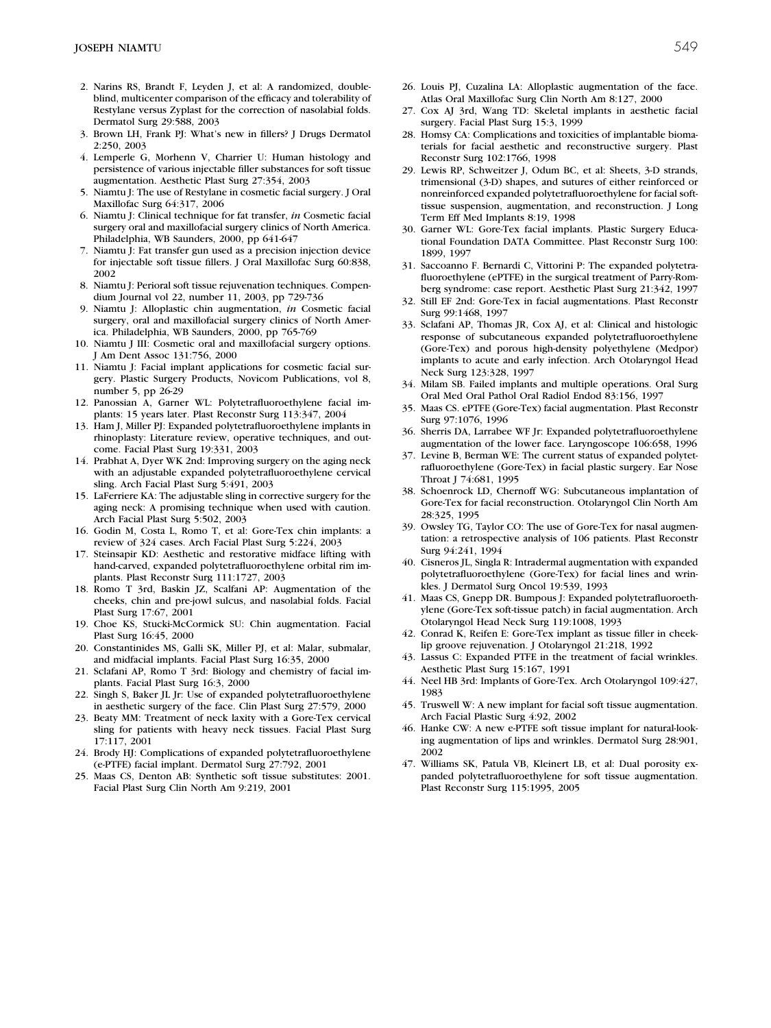2. Narins RS, Brandt F, Leyden J, et al: A randomized, double-blind, multicenter comparison of the efficacy and tolerability of Restylane versus Zyplast for the correction of nasolabial folds. Dermatol Surg 29:588, 2003
3. Brown LH, Frank PJ: What's new in fillers? J Drugs Dermatol 2:250, 2003
4. Lemperle G, Morhenn V, Charrier U: Human histology and persistence of various injectable filler substances for soft tissue augmentation. Aesthetic Plast Surg 27:354, 2003
5. Niamtu J: The use of Restylane in cosmetic facial surgery. J Oral Maxillofac Surg 64:317, 2006
6. Niamtu J: Clinical technique for fat transfer, *in* Cosmetic facial surgery oral and maxillofacial surgery clinics of North America. Philadelphia, WB Saunders, 2000, pp 641-647
7. Niamtu J: Fat transfer gun used as a precision injection device for injectable soft tissue fillers. J Oral Maxillofac Surg 60:838, 2002
8. Niamtu J: Perioral soft tissue rejuvenation techniques. Compendium Journal vol 22, number 11, 2003, pp 729-736
9. Niamtu J: Alloplastic chin augmentation, *in* Cosmetic facial surgery, oral and maxillofacial surgery clinics of North America. Philadelphia, WB Saunders, 2000, pp 765-769
10. Niamtu J III: Cosmetic oral and maxillofacial surgery options. J Am Dent Assoc 131:756, 2000
11. Niamtu J: Facial implant applications for cosmetic facial surgery. Plastic Surgery Products, Novicom Publications, vol 8, number 5, pp 26-29
12. Panossian A, Garner WL: Polytetrafluoroethylene facial implants: 15 years later. Plast Reconstr Surg 113:347, 2004
13. Ham J, Miller PJ: Expanded polytetrafluoroethylene implants in rhinoplasty: Literature review, operative techniques, and outcome. Facial Plast Surg 19:331, 2003
14. Prabhat A, Dyer WK 2nd: Improving surgery on the aging neck with an adjustable expanded polytetrafluoroethylene cervical sling. Arch Facial Plast Surg 5:491, 2003
15. LaFerriere KA: The adjustable sling in corrective surgery for the aging neck: A promising technique when used with caution. Arch Facial Plast Surg 5:502, 2003
16. Godin M, Costa L, Romo T, et al: Gore-Tex chin implants: a review of 324 cases. Arch Facial Plast Surg 5:224, 2003
17. Steinsapir KD: Aesthetic and restorative midface lifting with hand-carved, expanded polytetrafluoroethylene orbital rim implants. Plast Reconstr Surg 111:1727, 2003
18. Romo T 3rd, Baskin JZ, Scalfani AP: Augmentation of the cheeks, chin and pre-jowl sulcus, and nasolabial folds. Facial Plast Surg 17:67, 2001
19. Choe KS, Stucki-McCormick SU: Chin augmentation. Facial Plast Surg 16:45, 2000
20. Constantinides MS, Galli SK, Miller PJ, et al: Malar, submalar, and midfacial implants. Facial Plast Surg 16:35, 2000
21. Sclafani AP, Romo T 3rd: Biology and chemistry of facial implants. Facial Plast Surg 16:3, 2000
22. Singh S, Baker JL Jr: Use of expanded polytetrafluoroethylene in aesthetic surgery of the face. Clin Plast Surg 27:579, 2000
23. Beaty MM: Treatment of neck laxity with a Gore-Tex cervical sling for patients with heavy neck tissues. Facial Plast Surg 17:117, 2001
24. Brody HJ: Complications of expanded polytetrafluoroethylene (e-PTFE) facial implant. Dermatol Surg 27:792, 2001
25. Maas CS, Denton AB: Synthetic soft tissue substitutes: 2001. Facial Plast Surg Clin North Am 9:219, 2001
26. Louis PJ, Cuzalina LA: Alloplastic augmentation of the face. Atlas Oral Maxillofac Surg Clin North Am 8:127, 2000
27. Cox AJ 3rd, Wang TD: Skeletal implants in aesthetic facial surgery. Facial Plast Surg 15:3, 1999
28. Homsy CA: Complications and toxicities of implantable biomaterials for facial aesthetic and reconstructive surgery. Plast Reconstr Surg 102:1766, 1998
29. Lewis RP, Schweitzer J, Odum BC, et al: Sheets, 3-D strands, trimensional (3-D) shapes, and sutures of either reinforced or nonreinforced expanded polytetrafluoroethylene for facial soft-tissue suspension, augmentation, and reconstruction. J Long Term Eff Med Implants 8:19, 1998
30. Garner WL: Gore-Tex facial implants. Plastic Surgery Educational Foundation DATA Committee. Plast Reconstr Surg 100: 1899, 1997
31. Saccoanno F. Bernardi C, Vittorini P: The expanded polytetrafluoroethylene (ePTFE) in the surgical treatment of Parry-Romberg syndrome: case report. Aesthetic Plast Surg 21:342, 1997
32. Still EF 2nd: Gore-Tex in facial augmentations. Plast Reconstr Surg 99:1468, 1997
33. Sclafani AP, Thomas JR, Cox AJ, et al: Clinical and histologic response of subcutaneous expanded polytetrafluoroethylene (Gore-Tex) and porous high-density polyethylene (Medpor) implants to acute and early infection. Arch Otolaryngol Head Neck Surg 123:328, 1997
34. Milam SB. Failed implants and multiple operations. Oral Surg Oral Med Oral Pathol Oral Radiol Endod 83:156, 1997
35. Maas CS. ePTFE (Gore-Tex) facial augmentation. Plast Reconstr Surg 97:1076, 1996
36. Sherris DA, Larrabee WF Jr: Expanded polytetrafluoroethylene augmentation of the lower face. Laryngoscope 106:658, 1996
37. Levine B, Berman WE: The current status of expanded polytetrafluoroethylene (Gore-Tex) in facial plastic surgery. Ear Nose Throat J 74:681, 1995
38. Schoenrock LD, Chernoff WG: Subcutaneous implantation of Gore-Tex for facial reconstruction. Otolaryngol Clin North Am 28:325, 1995
39. Owsley TG, Taylor CO: The use of Gore-Tex for nasal augmentation: a retrospective analysis of 106 patients. Plast Reconstr Surg 94:241, 1994
40. Cisneros JL, Singla R: Intradermal augmentation with expanded polytetrafluoroethylene (Gore-Tex) for facial lines and wrinkles. J Dermatol Surg Oncol 19:539, 1993
41. Maas CS, Gnepp DR. Bumpous J: Expanded polytetrafluoroethylene (Gore-Tex soft-tissue patch) in facial augmentation. Arch Otolaryngol Head Neck Surg 119:1008, 1993
42. Conrad K, Reifen E: Gore-Tex implant as tissue filler in cheek-lip groove rejuvenation. J Otolaryngol 21:218, 1992
43. Lassus C: Expanded PTFE in the treatment of facial wrinkles. Aesthetic Plast Surg 15:167, 1991
44. Neel HB 3rd: Implants of Gore-Tex. Arch Otolaryngol 109:427, 1983
45. Truswell W: A new implant for facial soft tissue augmentation. Arch Facial Plastic Surg 4:92, 2002
46. Hanke CW: A new e-PTFE soft tissue implant for natural-looking augmentation of lips and wrinkles. Dermatol Surg 28:901, 2002
47. Williams SK, Patula VB, Kleinert LB, et al: Dual porosity expanded polytetrafluoroethylene for soft tissue augmentation. Plast Reconstr Surg 115:1995, 2005